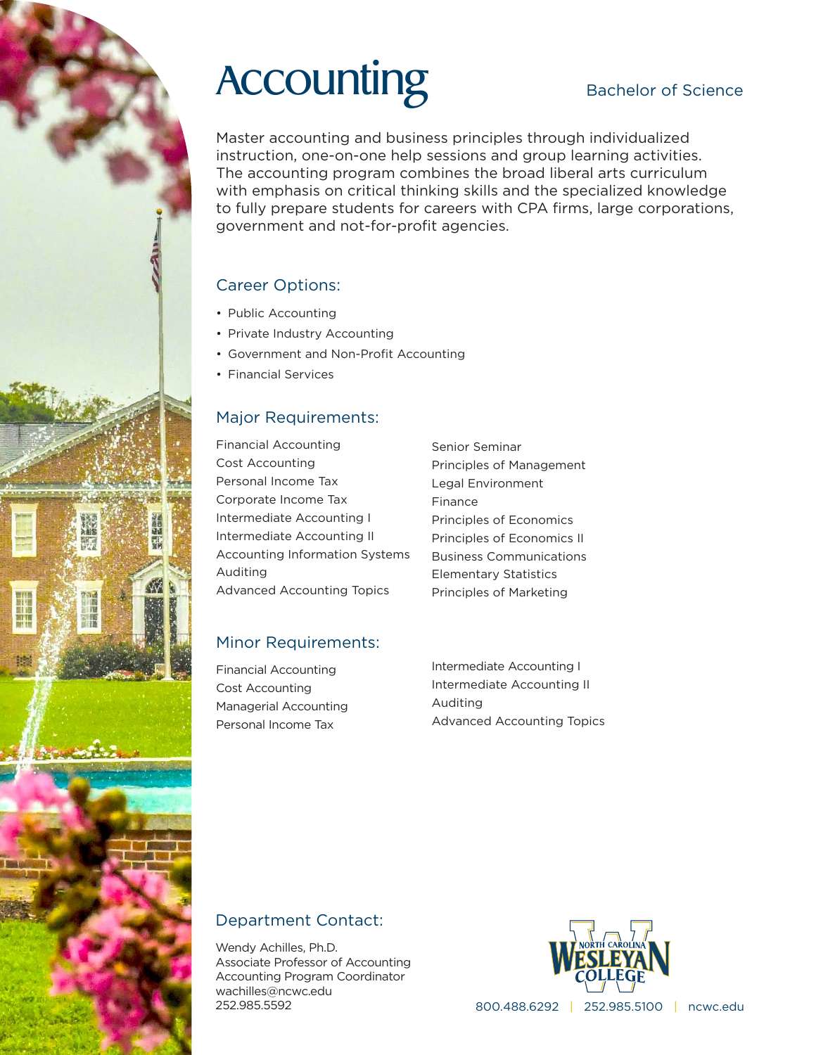# Accounting

Bachelor of Science

Master accounting and business principles through individualized instruction, one-on-one help sessions and group learning activities. The accounting program combines the broad liberal arts curriculum with emphasis on critical thinking skills and the specialized knowledge to fully prepare students for careers with CPA firms, large corporations, government and not-for-profit agencies.

## Career Options:

- Public Accounting
- Private Industry Accounting
- Government and Non-Profit Accounting
- Financial Services

## Major Requirements:

Financial Accounting
Cost Accounting
Personal Income Tax
Corporate Income Tax
Intermediate Accounting I
Intermediate Accounting II
Accounting Information Systems
Auditing
Advanced Accounting Topics
Senior Seminar
Principles of Management
Legal Environment
Finance
Principles of Economics
Principles of Economics II
Business Communications
Elementary Statistics
Principles of Marketing

## Minor Requirements:

Financial Accounting
Cost Accounting
Managerial Accounting
Personal Income Tax
Intermediate Accounting I
Intermediate Accounting II
Auditing
Advanced Accounting Topics

## Department Contact:

Wendy Achilles, Ph.D.
Associate Professor of Accounting
Accounting Program Coordinator
wachilles@ncwc.edu
252.985.5592

North Carolina Wesleyan College

800.488.6292 | 252.985.5100 | ncwc.edu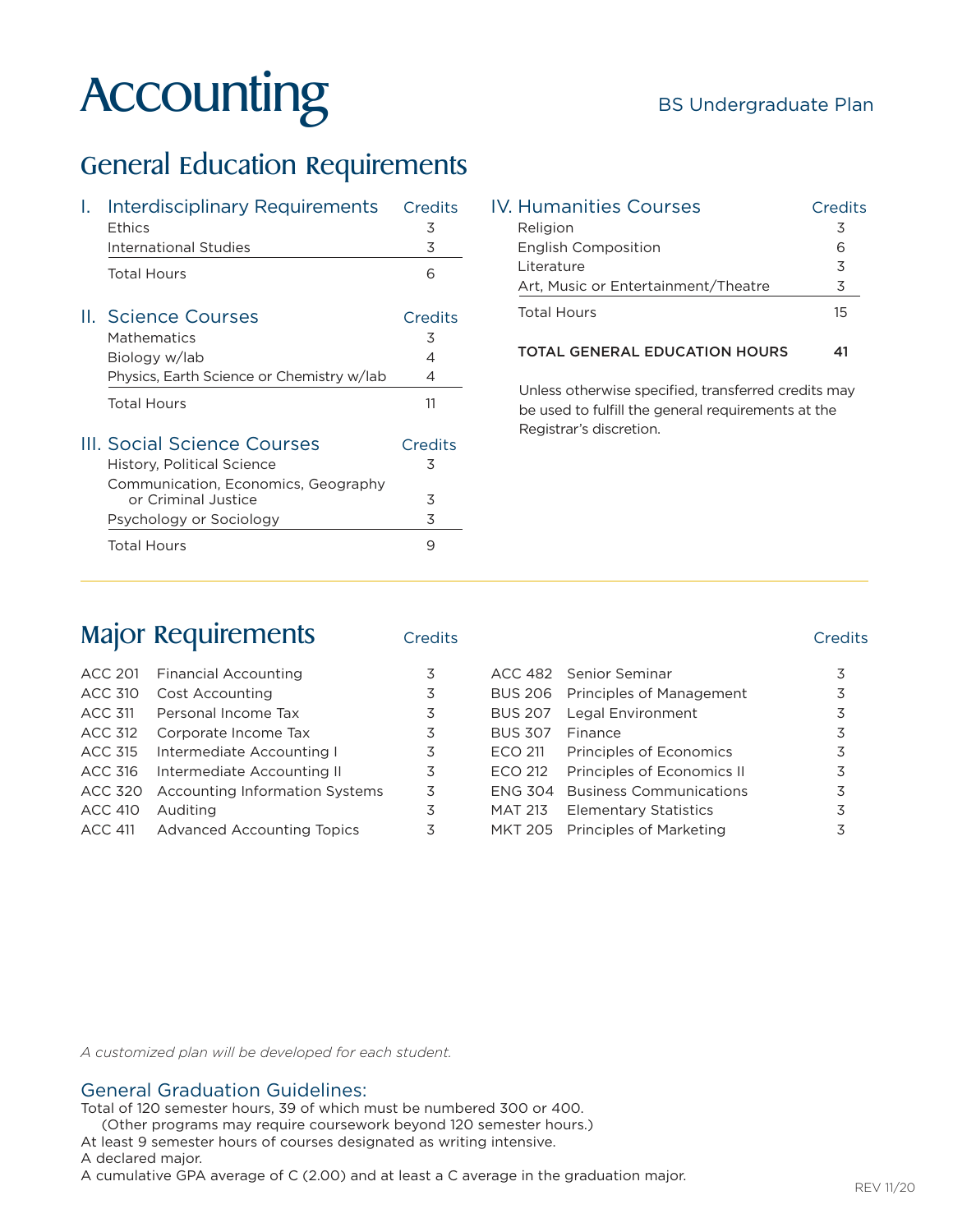# Accounting

BS Undergraduate Plan

## General Education Requirements

### I. Interdisciplinary Requirements

| Course | Credits |
|---|---|
| Ethics | 3 |
| International Studies | 3 |
| Total Hours | 6 |

### II. Science Courses

| Course | Credits |
|---|---|
| Mathematics | 3 |
| Biology w/lab | 4 |
| Physics, Earth Science or Chemistry w/lab | 4 |
| Total Hours | 11 |

### III. Social Science Courses

| Course | Credits |
|---|---|
| History, Political Science | 3 |
| Communication, Economics, Geography or Criminal Justice | 3 |
| Psychology or Sociology | 3 |
| Total Hours | 9 |

### IV. Humanities Courses

| Course | Credits |
|---|---|
| Religion | 3 |
| English Composition | 6 |
| Literature | 3 |
| Art, Music or Entertainment/Theatre | 3 |
| Total Hours | 15 |

**TOTAL GENERAL EDUCATION HOURS 41**

Unless otherwise specified, transferred credits may be used to fulfill the general requirements at the Registrar's discretion.

## Major Requirements

| Course | Title | Credits |
|---|---|---|
| ACC 201 | Financial Accounting | 3 |
| ACC 310 | Cost Accounting | 3 |
| ACC 311 | Personal Income Tax | 3 |
| ACC 312 | Corporate Income Tax | 3 |
| ACC 315 | Intermediate Accounting I | 3 |
| ACC 316 | Intermediate Accounting II | 3 |
| ACC 320 | Accounting Information Systems | 3 |
| ACC 410 | Auditing | 3 |
| ACC 411 | Advanced Accounting Topics | 3 |
| ACC 482 | Senior Seminar | 3 |
| BUS 206 | Principles of Management | 3 |
| BUS 207 | Legal Environment | 3 |
| BUS 307 | Finance | 3 |
| ECO 211 | Principles of Economics | 3 |
| ECO 212 | Principles of Economics II | 3 |
| ENG 304 | Business Communications | 3 |
| MAT 213 | Elementary Statistics | 3 |
| MKT 205 | Principles of Marketing | 3 |

*A customized plan will be developed for each student.*

### General Graduation Guidelines:

Total of 120 semester hours, 39 of which must be numbered 300 or 400.
(Other programs may require coursework beyond 120 semester hours.)
At least 9 semester hours of courses designated as writing intensive.
A declared major.
A cumulative GPA average of C (2.00) and at least a C average in the graduation major.

REV 11/20